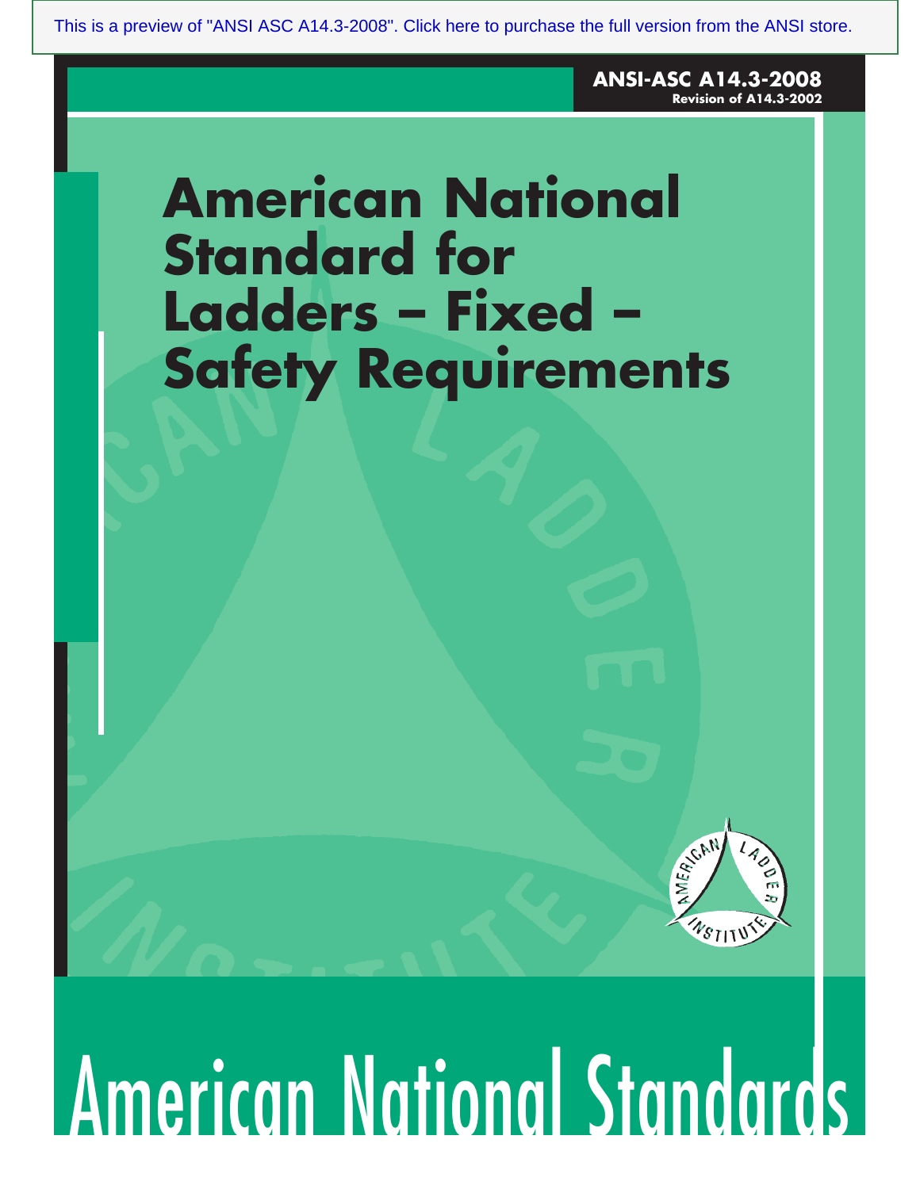This is a preview of "ANSI ASC A14.3-2008". Click here to purchase the full version from the ANSI store.

**ANSI-ASC A14.3-2008**
**Revision of A14.3-2002**

# American National Standard for Ladders – Fixed – Safety Requirements

American National Standards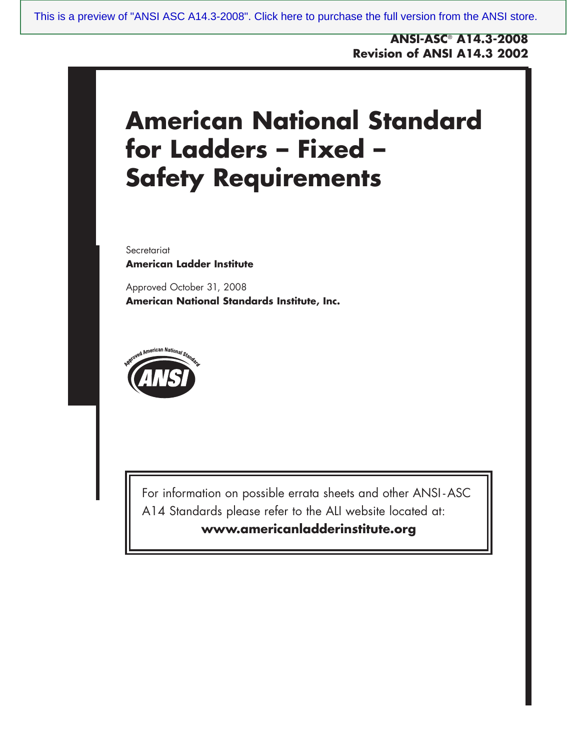**ANSI-ASC® A14.3-2008**
**Revision of ANSI A14.3 2002**

# American National Standard for Ladders – Fixed – Safety Requirements

Secretariat
**American Ladder Institute**

Approved October 31, 2008
**American National Standards Institute, Inc.**

For information on possible errata sheets and other ANSI-ASC A14 Standards please refer to the ALI website located at:
**www.americanladderinstitute.org**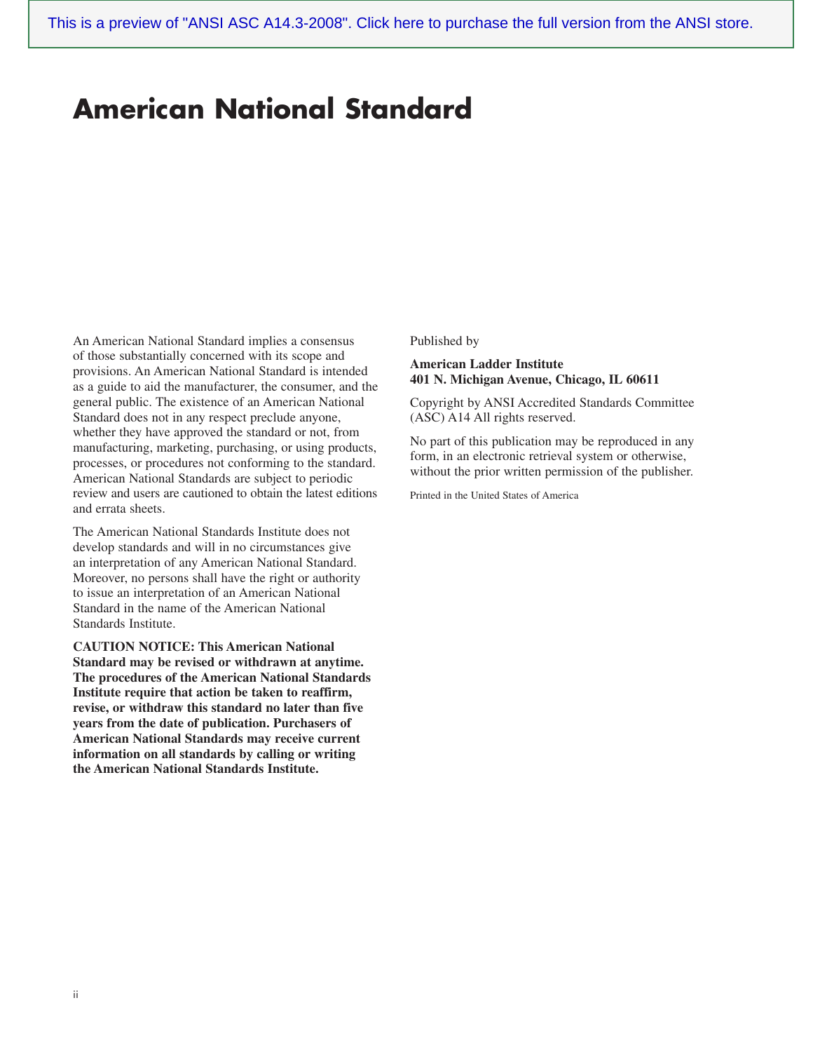# American National Standard

An American National Standard implies a consensus of those substantially concerned with its scope and provisions. An American National Standard is intended as a guide to aid the manufacturer, the consumer, and the general public. The existence of an American National Standard does not in any respect preclude anyone, whether they have approved the standard or not, from manufacturing, marketing, purchasing, or using products, processes, or procedures not conforming to the standard. American National Standards are subject to periodic review and users are cautioned to obtain the latest editions and errata sheets.

The American National Standards Institute does not develop standards and will in no circumstances give an interpretation of any American National Standard. Moreover, no persons shall have the right or authority to issue an interpretation of an American National Standard in the name of the American National Standards Institute.

**CAUTION NOTICE: This American National Standard may be revised or withdrawn at anytime. The procedures of the American National Standards Institute require that action be taken to reaffirm, revise, or withdraw this standard no later than five years from the date of publication. Purchasers of American National Standards may receive current information on all standards by calling or writing the American National Standards Institute.**

Published by

**American Ladder Institute**
**401 N. Michigan Avenue, Chicago, IL 60611**

Copyright by ANSI Accredited Standards Committee (ASC) A14 All rights reserved.

No part of this publication may be reproduced in any form, in an electronic retrieval system or otherwise, without the prior written permission of the publisher.

Printed in the United States of America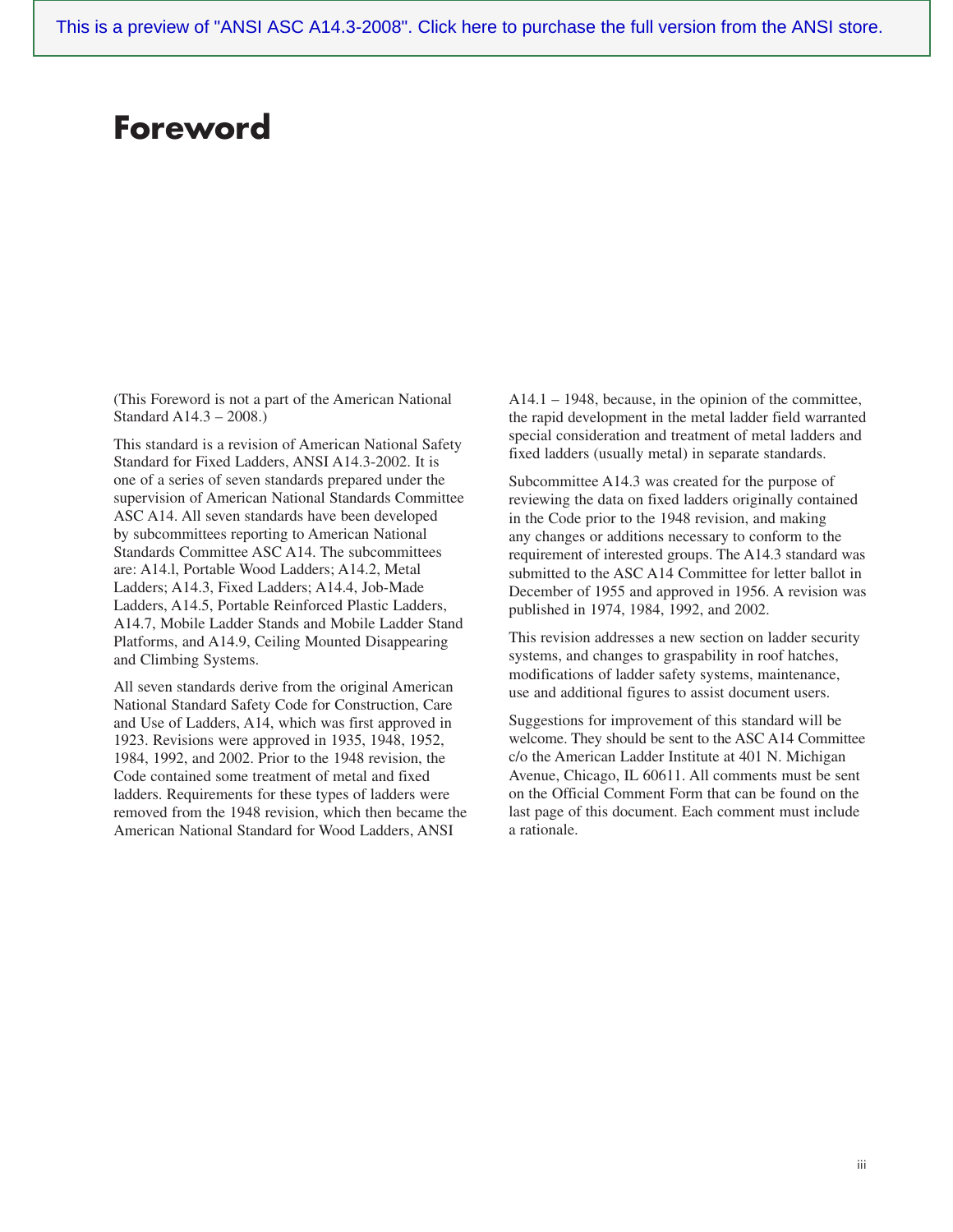# Foreword

(This Foreword is not a part of the American National Standard A14.3 – 2008.)

This standard is a revision of American National Safety Standard for Fixed Ladders, ANSI A14.3-2002. It is one of a series of seven standards prepared under the supervision of American National Standards Committee ASC A14. All seven standards have been developed by subcommittees reporting to American National Standards Committee ASC A14. The subcommittees are: A14.l, Portable Wood Ladders; A14.2, Metal Ladders; A14.3, Fixed Ladders; A14.4, Job-Made Ladders, A14.5, Portable Reinforced Plastic Ladders, A14.7, Mobile Ladder Stands and Mobile Ladder Stand Platforms, and A14.9, Ceiling Mounted Disappearing and Climbing Systems.

All seven standards derive from the original American National Standard Safety Code for Construction, Care and Use of Ladders, A14, which was first approved in 1923. Revisions were approved in 1935, 1948, 1952, 1984, 1992, and 2002. Prior to the 1948 revision, the Code contained some treatment of metal and fixed ladders. Requirements for these types of ladders were removed from the 1948 revision, which then became the American National Standard for Wood Ladders, ANSI A14.1 – 1948, because, in the opinion of the committee, the rapid development in the metal ladder field warranted special consideration and treatment of metal ladders and fixed ladders (usually metal) in separate standards.

Subcommittee A14.3 was created for the purpose of reviewing the data on fixed ladders originally contained in the Code prior to the 1948 revision, and making any changes or additions necessary to conform to the requirement of interested groups. The A14.3 standard was submitted to the ASC A14 Committee for letter ballot in December of 1955 and approved in 1956. A revision was published in 1974, 1984, 1992, and 2002.

This revision addresses a new section on ladder security systems, and changes to graspability in roof hatches, modifications of ladder safety systems, maintenance, use and additional figures to assist document users.

Suggestions for improvement of this standard will be welcome. They should be sent to the ASC A14 Committee c/o the American Ladder Institute at 401 N. Michigan Avenue, Chicago, IL 60611. All comments must be sent on the Official Comment Form that can be found on the last page of this document. Each comment must include a rationale.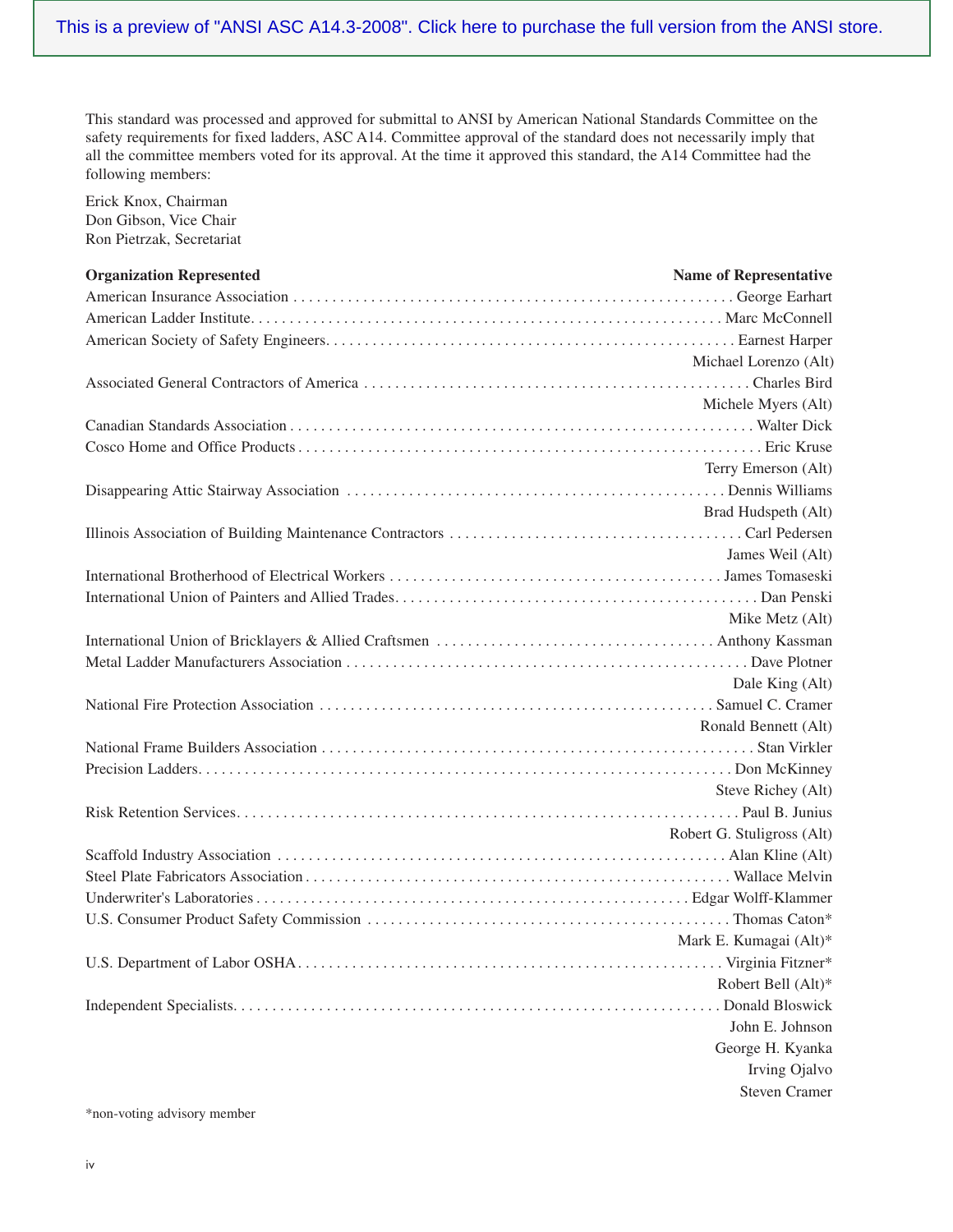This is a preview of "ANSI ASC A14.3-2008". Click here to purchase the full version from the ANSI store.

This standard was processed and approved for submittal to ANSI by American National Standards Committee on the safety requirements for fixed ladders, ASC A14. Committee approval of the standard does not necessarily imply that all the committee members voted for its approval. At the time it approved this standard, the A14 Committee had the following members:

Erick Knox, Chairman
Don Gibson, Vice Chair
Ron Pietrzak, Secretariat

| Organization Represented | Name of Representative |
|---|---|
| American Insurance Association | George Earhart |
| American Ladder Institute | Marc McConnell |
| American Society of Safety Engineers | Earnest Harper |
| | Michael Lorenzo (Alt) |
| Associated General Contractors of America | Charles Bird |
| | Michele Myers (Alt) |
| Canadian Standards Association | Walter Dick |
| Cosco Home and Office Products | Eric Kruse |
| | Terry Emerson (Alt) |
| Disappearing Attic Stairway Association | Dennis Williams |
| | Brad Hudspeth (Alt) |
| Illinois Association of Building Maintenance Contractors | Carl Pedersen |
| | James Weil (Alt) |
| International Brotherhood of Electrical Workers | James Tomaseski |
| International Union of Painters and Allied Trades | Dan Penski |
| | Mike Metz (Alt) |
| International Union of Bricklayers & Allied Craftsmen | Anthony Kassman |
| Metal Ladder Manufacturers Association | Dave Plotner |
| | Dale King (Alt) |
| National Fire Protection Association | Samuel C. Cramer |
| | Ronald Bennett (Alt) |
| National Frame Builders Association | Stan Virkler |
| Precision Ladders | Don McKinney |
| | Steve Richey (Alt) |
| Risk Retention Services | Paul B. Junius |
| | Robert G. Stuligross (Alt) |
| Scaffold Industry Association | Alan Kline (Alt) |
| Steel Plate Fabricators Association | Wallace Melvin |
| Underwriter's Laboratories | Edgar Wolff-Klammer |
| U.S. Consumer Product Safety Commission | Thomas Caton* |
| | Mark E. Kumagai (Alt)* |
| U.S. Department of Labor OSHA | Virginia Fitzner* |
| | Robert Bell (Alt)* |
| Independent Specialists | Donald Bloswick |
| | John E. Johnson |
| | George H. Kyanka |
| | Irving Ojalvo |
| | Steven Cramer |

*non-voting advisory member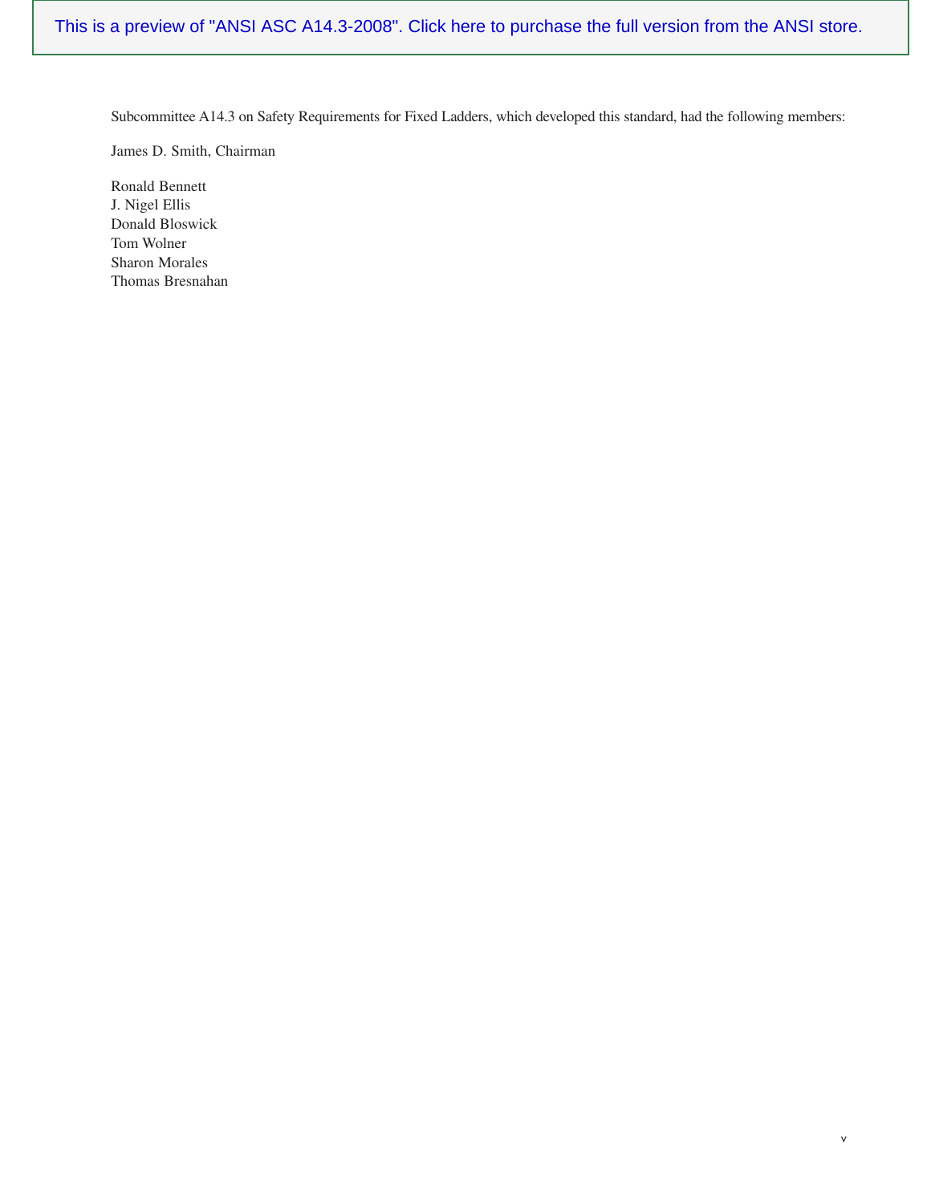Subcommittee A14.3 on Safety Requirements for Fixed Ladders, which developed this standard, had the following members:

James D. Smith, Chairman

Ronald Bennett
J. Nigel Ellis
Donald Bloswick
Tom Wolner
Sharon Morales
Thomas Bresnahan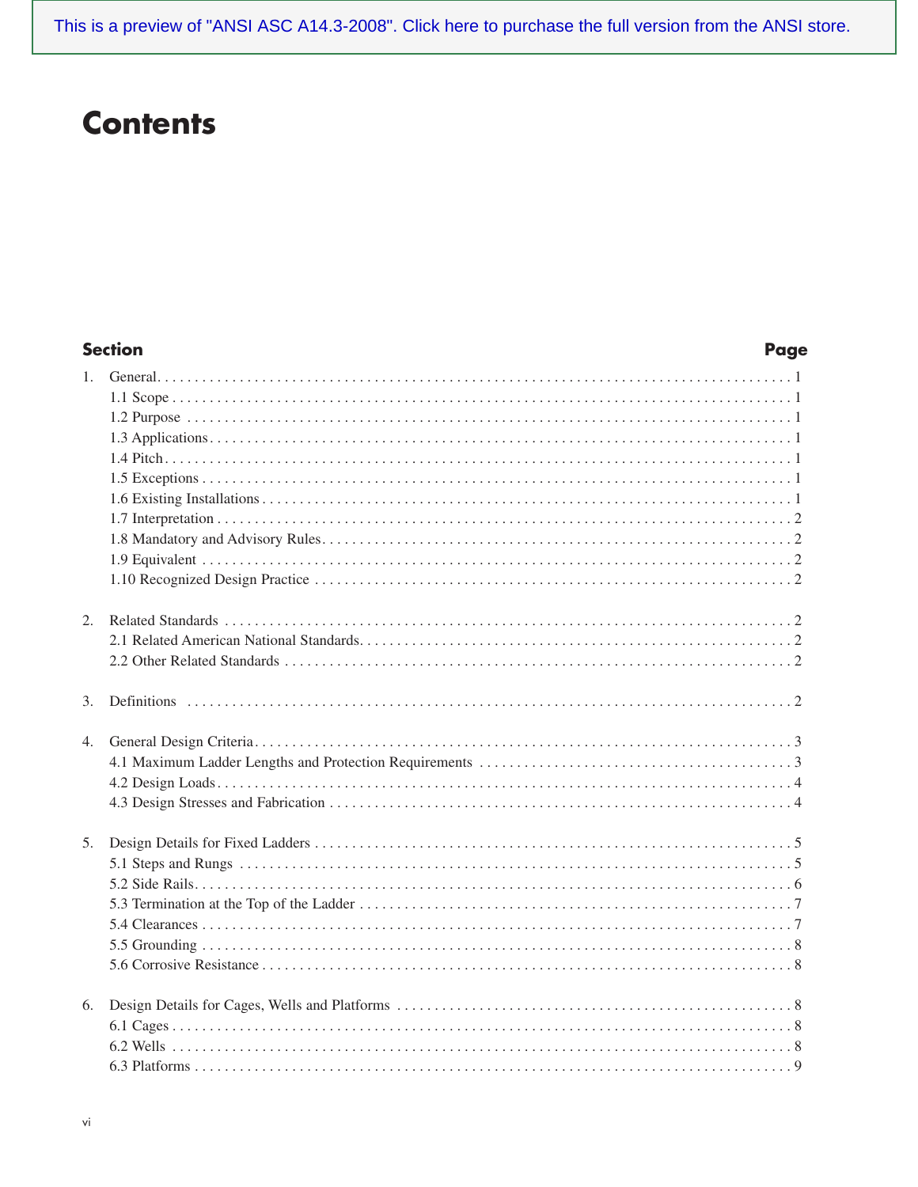This is a preview of "ANSI ASC A14.3-2008". Click here to purchase the full version from the ANSI store.

# Contents

| Section | Page |
|---|---|
| 1. General | 1 |
| 1.1 Scope | 1 |
| 1.2 Purpose | 1 |
| 1.3 Applications | 1 |
| 1.4 Pitch | 1 |
| 1.5 Exceptions | 1 |
| 1.6 Existing Installations | 1 |
| 1.7 Interpretation | 2 |
| 1.8 Mandatory and Advisory Rules | 2 |
| 1.9 Equivalent | 2 |
| 1.10 Recognized Design Practice | 2 |
| 2. Related Standards | 2 |
| 2.1 Related American National Standards | 2 |
| 2.2 Other Related Standards | 2 |
| 3. Definitions | 2 |
| 4. General Design Criteria | 3 |
| 4.1 Maximum Ladder Lengths and Protection Requirements | 3 |
| 4.2 Design Loads | 4 |
| 4.3 Design Stresses and Fabrication | 4 |
| 5. Design Details for Fixed Ladders | 5 |
| 5.1 Steps and Rungs | 5 |
| 5.2 Side Rails | 6 |
| 5.3 Termination at the Top of the Ladder | 7 |
| 5.4 Clearances | 7 |
| 5.5 Grounding | 8 |
| 5.6 Corrosive Resistance | 8 |
| 6. Design Details for Cages, Wells and Platforms | 8 |
| 6.1 Cages | 8 |
| 6.2 Wells | 8 |
| 6.3 Platforms | 9 |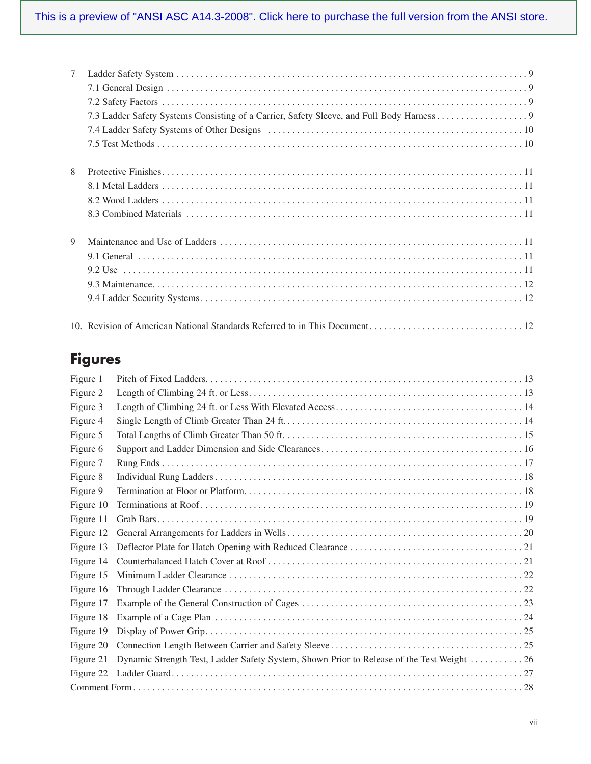This is a preview of "ANSI ASC A14.3-2008". Click here to purchase the full version from the ANSI store.

7 Ladder Safety System . . . . . . . . . . 9
- 7.1 General Design . . . . . . . . . . 9
- 7.2 Safety Factors . . . . . . . . . . 9
- 7.3 Ladder Safety Systems Consisting of a Carrier, Safety Sleeve, and Full Body Harness . . . . . . . . . . 9
- 7.4 Ladder Safety Systems of Other Designs . . . . . . . . . . 10
- 7.5 Test Methods . . . . . . . . . . 10

8 Protective Finishes . . . . . . . . . . 11
- 8.1 Metal Ladders . . . . . . . . . . 11
- 8.2 Wood Ladders . . . . . . . . . . 11
- 8.3 Combined Materials . . . . . . . . . . 11

9 Maintenance and Use of Ladders . . . . . . . . . . 11
- 9.1 General . . . . . . . . . . 11
- 9.2 Use . . . . . . . . . . 11
- 9.3 Maintenance . . . . . . . . . . 12
- 9.4 Ladder Security Systems . . . . . . . . . . 12

10. Revision of American National Standards Referred to in This Document . . . . . . . . . . 12

## Figures

- Figure 1 Pitch of Fixed Ladders . . . . . . . . . . 13
- Figure 2 Length of Climbing 24 ft. or Less . . . . . . . . . . 13
- Figure 3 Length of Climbing 24 ft. or Less With Elevated Access . . . . . . . . . . 14
- Figure 4 Single Length of Climb Greater Than 24 ft. . . . . . . . . . . 14
- Figure 5 Total Lengths of Climb Greater Than 50 ft. . . . . . . . . . . 15
- Figure 6 Support and Ladder Dimension and Side Clearances . . . . . . . . . . 16
- Figure 7 Rung Ends . . . . . . . . . . 17
- Figure 8 Individual Rung Ladders . . . . . . . . . . 18
- Figure 9 Termination at Floor or Platform . . . . . . . . . . 18
- Figure 10 Terminations at Roof . . . . . . . . . . 19
- Figure 11 Grab Bars . . . . . . . . . . 19
- Figure 12 General Arrangements for Ladders in Wells . . . . . . . . . . 20
- Figure 13 Deflector Plate for Hatch Opening with Reduced Clearance . . . . . . . . . . 21
- Figure 14 Counterbalanced Hatch Cover at Roof . . . . . . . . . . 21
- Figure 15 Minimum Ladder Clearance . . . . . . . . . . 22
- Figure 16 Through Ladder Clearance . . . . . . . . . . 22
- Figure 17 Example of the General Construction of Cages . . . . . . . . . . 23
- Figure 18 Example of a Cage Plan . . . . . . . . . . 24
- Figure 19 Display of Power Grip . . . . . . . . . . 25
- Figure 20 Connection Length Between Carrier and Safety Sleeve . . . . . . . . . . 25
- Figure 21 Dynamic Strength Test, Ladder Safety System, Shown Prior to Release of the Test Weight . . . . . . . . . . 26
- Figure 22 Ladder Guard . . . . . . . . . . 27

Comment Form . . . . . . . . . . 28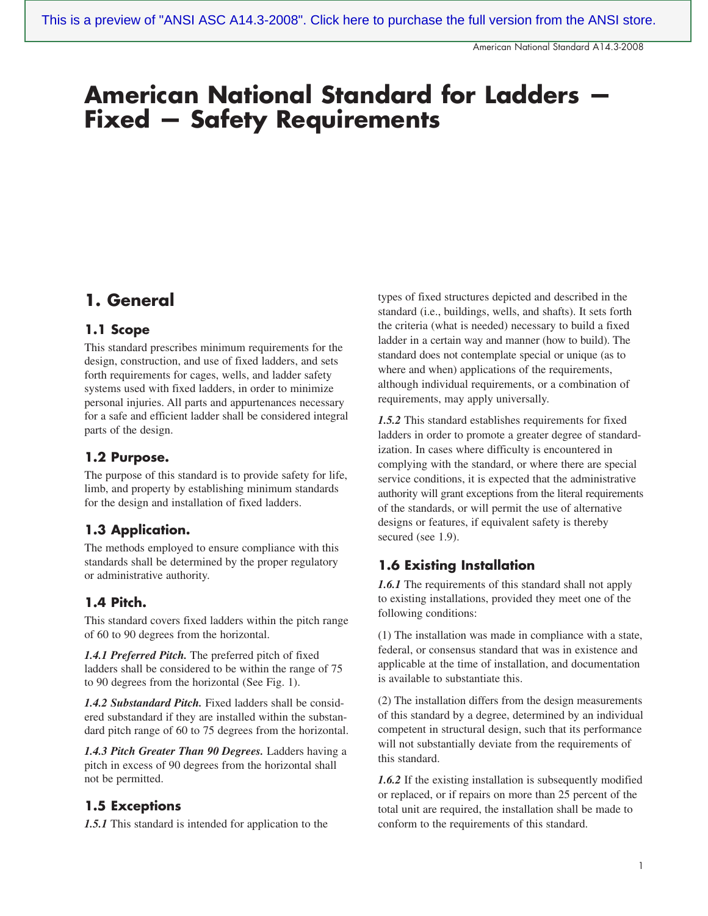# American National Standard for Ladders — Fixed — Safety Requirements

## 1. General

### 1.1 Scope

This standard prescribes minimum requirements for the design, construction, and use of fixed ladders, and sets forth requirements for cages, wells, and ladder safety systems used with fixed ladders, in order to minimize personal injuries. All parts and appurtenances necessary for a safe and efficient ladder shall be considered integral parts of the design.

### 1.2 Purpose.

The purpose of this standard is to provide safety for life, limb, and property by establishing minimum standards for the design and installation of fixed ladders.

### 1.3 Application.

The methods employed to ensure compliance with this standards shall be determined by the proper regulatory or administrative authority.

### 1.4 Pitch.

This standard covers fixed ladders within the pitch range of 60 to 90 degrees from the horizontal.

***1.4.1 Preferred Pitch.*** The preferred pitch of fixed ladders shall be considered to be within the range of 75 to 90 degrees from the horizontal (See Fig. 1).

***1.4.2 Substandard Pitch.*** Fixed ladders shall be considered substandard if they are installed within the substandard pitch range of 60 to 75 degrees from the horizontal.

***1.4.3 Pitch Greater Than 90 Degrees.*** Ladders having a pitch in excess of 90 degrees from the horizontal shall not be permitted.

### 1.5 Exceptions

***1.5.1*** This standard is intended for application to the types of fixed structures depicted and described in the standard (i.e., buildings, wells, and shafts). It sets forth the criteria (what is needed) necessary to build a fixed ladder in a certain way and manner (how to build). The standard does not contemplate special or unique (as to where and when) applications of the requirements, although individual requirements, or a combination of requirements, may apply universally.

***1.5.2*** This standard establishes requirements for fixed ladders in order to promote a greater degree of standardization. In cases where difficulty is encountered in complying with the standard, or where there are special service conditions, it is expected that the administrative authority will grant exceptions from the literal requirements of the standards, or will permit the use of alternative designs or features, if equivalent safety is thereby secured (see 1.9).

### 1.6 Existing Installation

***1.6.1*** The requirements of this standard shall not apply to existing installations, provided they meet one of the following conditions:

(1) The installation was made in compliance with a state, federal, or consensus standard that was in existence and applicable at the time of installation, and documentation is available to substantiate this.

(2) The installation differs from the design measurements of this standard by a degree, determined by an individual competent in structural design, such that its performance will not substantially deviate from the requirements of this standard.

***1.6.2*** If the existing installation is subsequently modified or replaced, or if repairs on more than 25 percent of the total unit are required, the installation shall be made to conform to the requirements of this standard.